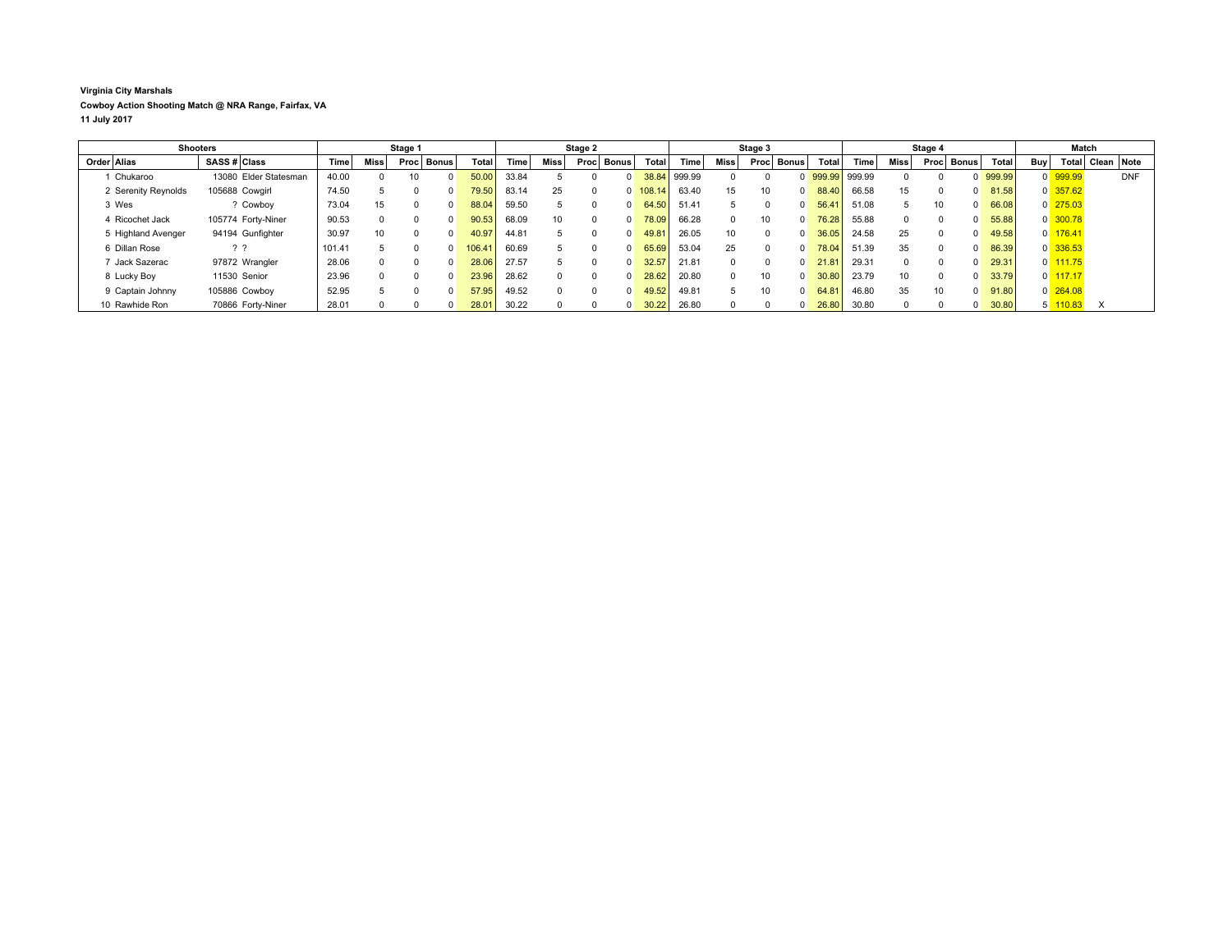**Virginia City Marshals**

**Cowboy Action Shooting Match @ NRA Range, Fairfax, VA**

**11 July 2017**

| Shooters | | | | Stage 1 | | | | | Stage 2 | | | | | Stage 3 | | | | | Stage 4 | | | | | Match | | | |
|---|---|---|---|---|---|---|---|---|---|---|---|---|---|---|---|---|---|---|---|---|---|---|---|---|---|---|---|
| Order | Alias | SASS # | Class | Time | Miss | Proc | Bonus | Total | Time | Miss | Proc | Bonus | Total | Time | Miss | Proc | Bonus | Total | Time | Miss | Proc | Bonus | Total | Buy | Total | Clean | Note |
| 1 | Chukaroo | 13080 | Elder Statesman | 40.00 | 0 | 10 | 0 | 50.00 | 33.84 | 5 | 0 | 0 | 38.84 | 999.99 | 0 | 0 | 0 | 999.99 | 999.99 | 0 | 0 | 0 | 999.99 | 0 | 999.99 | | DNF |
| 2 | Serenity Reynolds | 105688 | Cowgirl | 74.50 | 5 | 0 | 0 | 79.50 | 83.14 | 25 | 0 | 0 | 108.14 | 63.40 | 15 | 10 | 0 | 88.40 | 66.58 | 15 | 0 | 0 | 81.58 | 0 | 357.62 | | |
| 3 | Wes | ? | Cowboy | 73.04 | 15 | 0 | 0 | 88.04 | 59.50 | 5 | 0 | 0 | 64.50 | 51.41 | 5 | 0 | 0 | 56.41 | 51.08 | 5 | 10 | 0 | 66.08 | 0 | 275.03 | | |
| 4 | Ricochet Jack | 105774 | Forty-Niner | 90.53 | 0 | 0 | 0 | 90.53 | 68.09 | 10 | 0 | 0 | 78.09 | 66.28 | 0 | 10 | 0 | 76.28 | 55.88 | 0 | 0 | 0 | 55.88 | 0 | 300.78 | | |
| 5 | Highland Avenger | 94194 | Gunfighter | 30.97 | 10 | 0 | 0 | 40.97 | 44.81 | 5 | 0 | 0 | 49.81 | 26.05 | 10 | 0 | 0 | 36.05 | 24.58 | 25 | 0 | 0 | 49.58 | 0 | 176.41 | | |
| 6 | Dillan Rose | ? | ? | 101.41 | 5 | 0 | 0 | 106.41 | 60.69 | 5 | 0 | 0 | 65.69 | 53.04 | 25 | 0 | 0 | 78.04 | 51.39 | 35 | 0 | 0 | 86.39 | 0 | 336.53 | | |
| 7 | Jack Sazerac | 97872 | Wrangler | 28.06 | 0 | 0 | 0 | 28.06 | 27.57 | 5 | 0 | 0 | 32.57 | 21.81 | 0 | 0 | 0 | 21.81 | 29.31 | 0 | 0 | 0 | 29.31 | 0 | 111.75 | | |
| 8 | Lucky Boy | 11530 | Senior | 23.96 | 0 | 0 | 0 | 23.96 | 28.62 | 0 | 0 | 0 | 28.62 | 20.80 | 0 | 10 | 0 | 30.80 | 23.79 | 10 | 0 | 0 | 33.79 | 0 | 117.17 | | |
| 9 | Captain Johnny | 105886 | Cowboy | 52.95 | 5 | 0 | 0 | 57.95 | 49.52 | 0 | 0 | 0 | 49.52 | 49.81 | 5 | 10 | 0 | 64.81 | 46.80 | 35 | 10 | 0 | 91.80 | 0 | 264.08 | | |
| 10 | Rawhide Ron | 70866 | Forty-Niner | 28.01 | 0 | 0 | 0 | 28.01 | 30.22 | 0 | 0 | 0 | 30.22 | 26.80 | 0 | 0 | 0 | 26.80 | 30.80 | 0 | 0 | 0 | 30.80 | 5 | 110.83 | X | |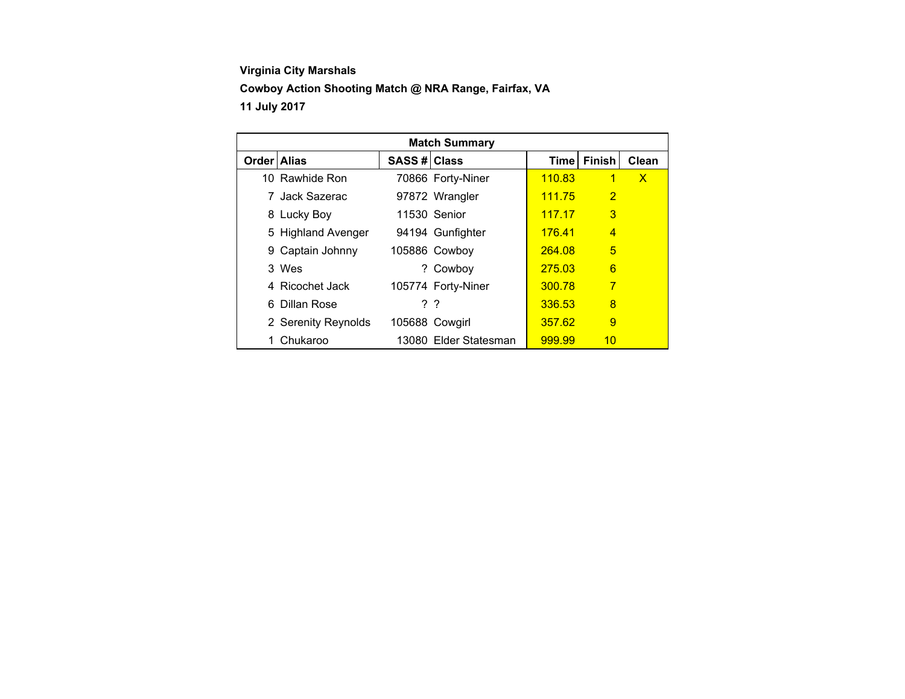**Virginia City Marshals**

**Cowboy Action Shooting Match @ NRA Range, Fairfax, VA**

**11 July 2017**

| Match Summary | | | | | | |
|---|---|---|---|---|---|---|
| **Order** | **Alias** | **SASS #** | **Class** | **Time** | **Finish** | **Clean** |
| 10 | Rawhide Ron | 70866 | Forty-Niner | 110.83 | 1 | X |
| 7 | Jack Sazerac | 97872 | Wrangler | 111.75 | 2 | |
| 8 | Lucky Boy | 11530 | Senior | 117.17 | 3 | |
| 5 | Highland Avenger | 94194 | Gunfighter | 176.41 | 4 | |
| 9 | Captain Johnny | 105886 | Cowboy | 264.08 | 5 | |
| 3 | Wes | ? | Cowboy | 275.03 | 6 | |
| 4 | Ricochet Jack | 105774 | Forty-Niner | 300.78 | 7 | |
| 6 | Dillan Rose | ? | ? | 336.53 | 8 | |
| 2 | Serenity Reynolds | 105688 | Cowgirl | 357.62 | 9 | |
| 1 | Chukaroo | 13080 | Elder Statesman | 999.99 | 10 | |